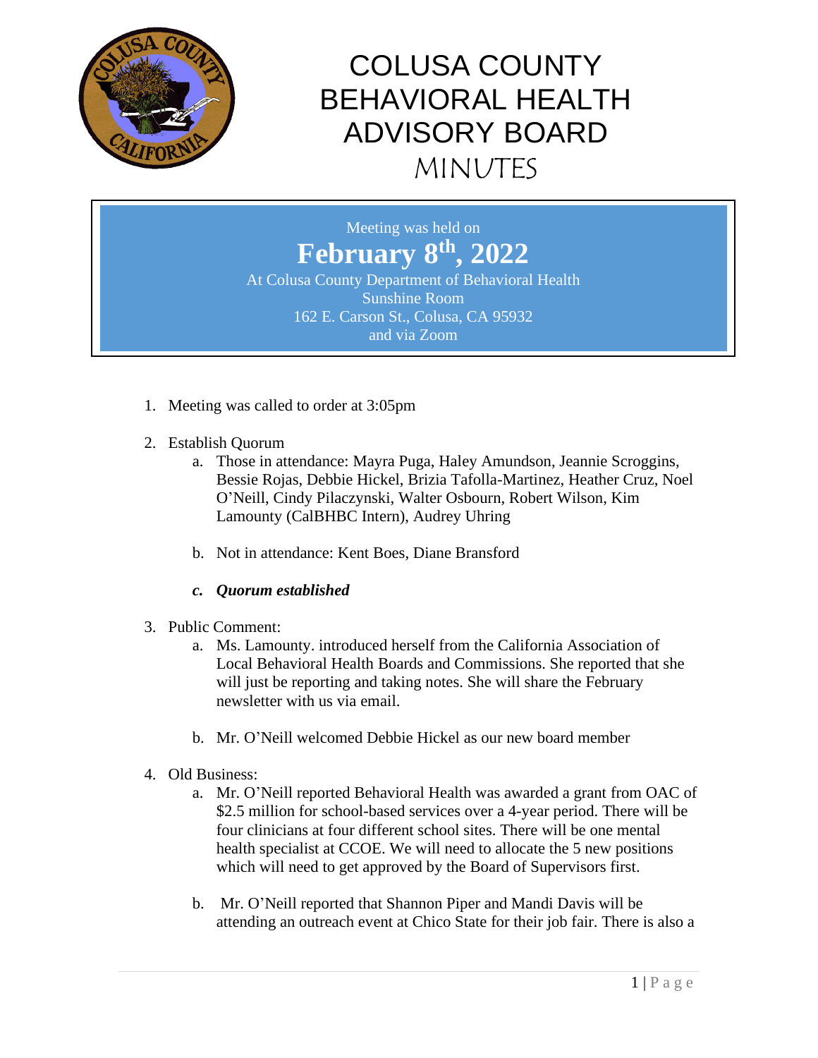# COLUSA COUNTY BEHAVIORAL HEALTH ADVISORY BOARD

## MINUTES

Meeting was held on

**February 8th, 2022**

At Colusa County Department of Behavioral Health
Sunshine Room
162 E. Carson St., Colusa, CA 95932
and via Zoom

1. Meeting was called to order at 3:05pm

2. Establish Quorum
   a. Those in attendance: Mayra Puga, Haley Amundson, Jeannie Scroggins, Bessie Rojas, Debbie Hickel, Brizia Tafolla-Martinez, Heather Cruz, Noel O'Neill, Cindy Pilaczynski, Walter Osbourn, Robert Wilson, Kim Lamounty (CalBHBC Intern), Audrey Uhring

   b. Not in attendance: Kent Boes, Diane Bransford

   c. ***Quorum established***

3. Public Comment:
   a. Ms. Lamounty. introduced herself from the California Association of Local Behavioral Health Boards and Commissions. She reported that she will just be reporting and taking notes. She will share the February newsletter with us via email.

   b. Mr. O'Neill welcomed Debbie Hickel as our new board member

4. Old Business:
   a. Mr. O'Neill reported Behavioral Health was awarded a grant from OAC of \$2.5 million for school-based services over a 4-year period. There will be four clinicians at four different school sites. There will be one mental health specialist at CCOE. We will need to allocate the 5 new positions which will need to get approved by the Board of Supervisors first.

   b. Mr. O'Neill reported that Shannon Piper and Mandi Davis will be attending an outreach event at Chico State for their job fair. There is also a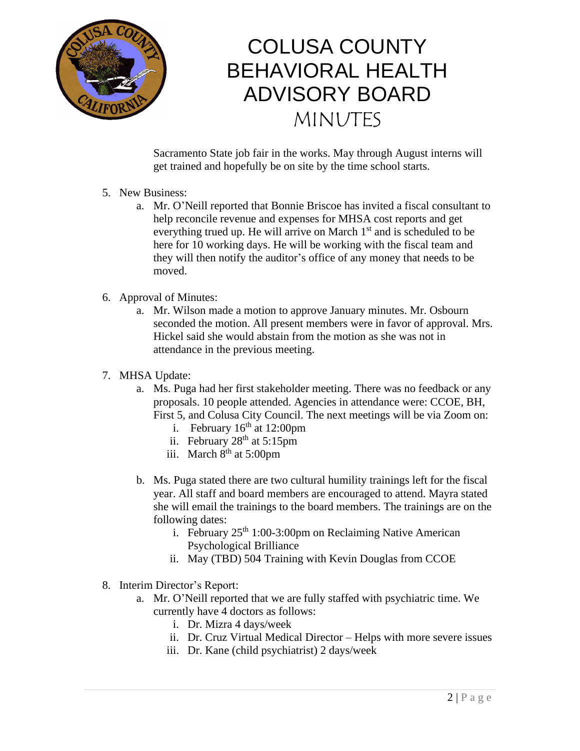Sacramento State job fair in the works. May through August interns will get trained and hopefully be on site by the time school starts.

5. New Business:
    a. Mr. O'Neill reported that Bonnie Briscoe has invited a fiscal consultant to help reconcile revenue and expenses for MHSA cost reports and get everything trued up. He will arrive on March 1st and is scheduled to be here for 10 working days. He will be working with the fiscal team and they will then notify the auditor's office of any money that needs to be moved.

6. Approval of Minutes:
    a. Mr. Wilson made a motion to approve January minutes. Mr. Osbourn seconded the motion. All present members were in favor of approval. Mrs. Hickel said she would abstain from the motion as she was not in attendance in the previous meeting.

7. MHSA Update:
    a. Ms. Puga had her first stakeholder meeting. There was no feedback or any proposals. 10 people attended. Agencies in attendance were: CCOE, BH, First 5, and Colusa City Council. The next meetings will be via Zoom on:
        i. February 16th at 12:00pm
        ii. February 28th at 5:15pm
        iii. March 8th at 5:00pm

    b. Ms. Puga stated there are two cultural humility trainings left for the fiscal year. All staff and board members are encouraged to attend. Mayra stated she will email the trainings to the board members. The trainings are on the following dates:
        i. February 25th 1:00-3:00pm on Reclaiming Native American Psychological Brilliance
        ii. May (TBD) 504 Training with Kevin Douglas from CCOE

8. Interim Director's Report:
    a. Mr. O'Neill reported that we are fully staffed with psychiatric time. We currently have 4 doctors as follows:
        i. Dr. Mizra 4 days/week
        ii. Dr. Cruz Virtual Medical Director – Helps with more severe issues
        iii. Dr. Kane (child psychiatrist) 2 days/week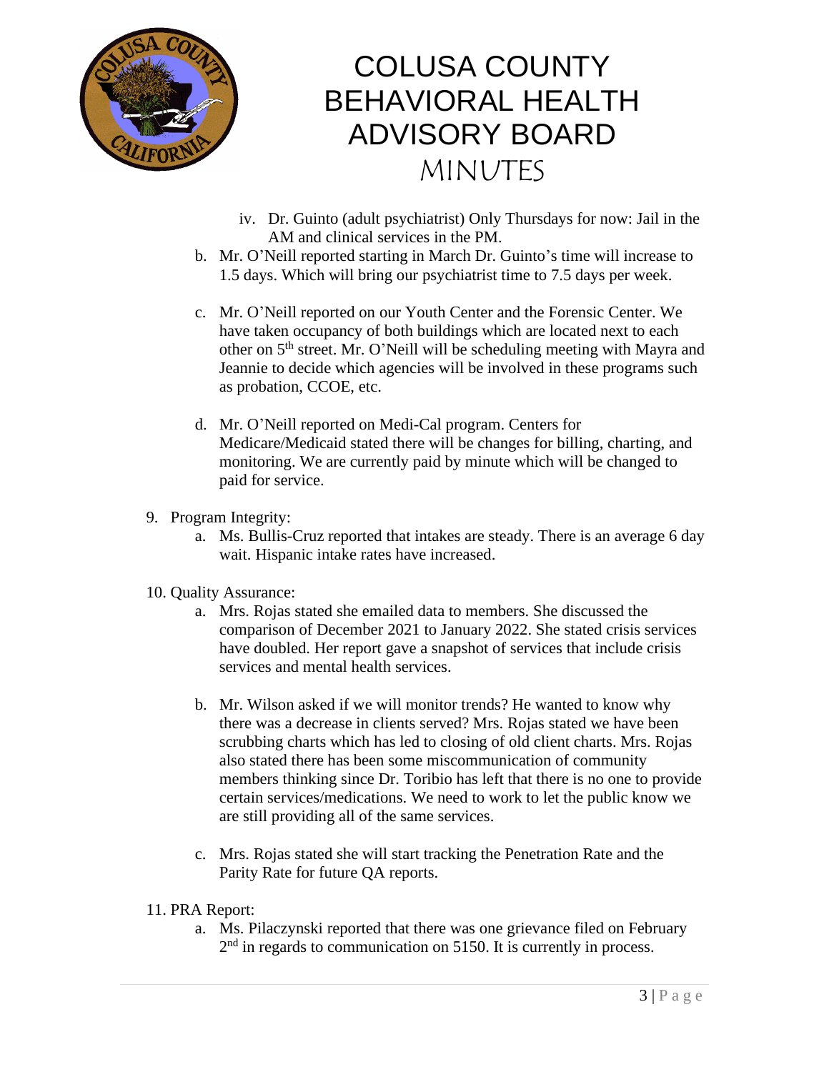iv. Dr. Guinto (adult psychiatrist) Only Thursdays for now: Jail in the AM and clinical services in the PM.

b. Mr. O'Neill reported starting in March Dr. Guinto's time will increase to 1.5 days. Which will bring our psychiatrist time to 7.5 days per week.

c. Mr. O'Neill reported on our Youth Center and the Forensic Center. We have taken occupancy of both buildings which are located next to each other on 5th street. Mr. O'Neill will be scheduling meeting with Mayra and Jeannie to decide which agencies will be involved in these programs such as probation, CCOE, etc.

d. Mr. O'Neill reported on Medi-Cal program. Centers for Medicare/Medicaid stated there will be changes for billing, charting, and monitoring. We are currently paid by minute which will be changed to paid for service.

9. Program Integrity:
   a. Ms. Bullis-Cruz reported that intakes are steady. There is an average 6 day wait. Hispanic intake rates have increased.

10. Quality Assurance:
    a. Mrs. Rojas stated she emailed data to members. She discussed the comparison of December 2021 to January 2022. She stated crisis services have doubled. Her report gave a snapshot of services that include crisis services and mental health services.

    b. Mr. Wilson asked if we will monitor trends? He wanted to know why there was a decrease in clients served? Mrs. Rojas stated we have been scrubbing charts which has led to closing of old client charts. Mrs. Rojas also stated there has been some miscommunication of community members thinking since Dr. Toribio has left that there is no one to provide certain services/medications. We need to work to let the public know we are still providing all of the same services.

    c. Mrs. Rojas stated she will start tracking the Penetration Rate and the Parity Rate for future QA reports.

11. PRA Report:
    a. Ms. Pilaczynski reported that there was one grievance filed on February 2nd in regards to communication on 5150. It is currently in process.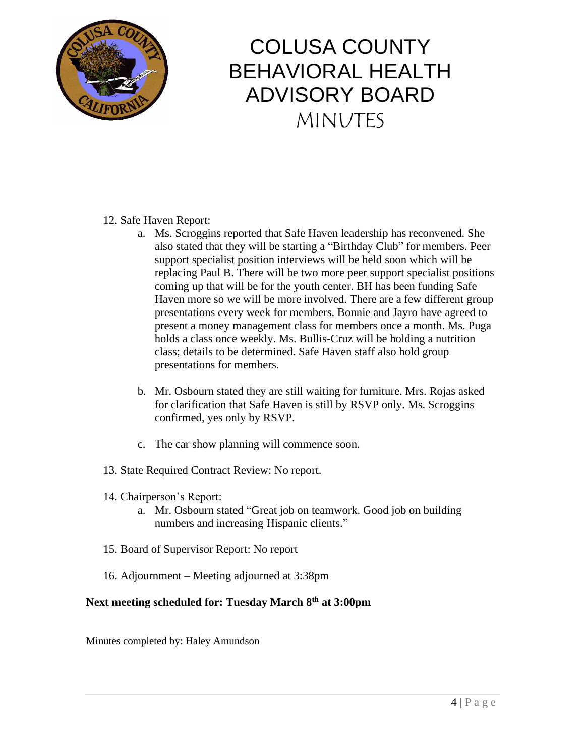# COLUSA COUNTY BEHAVIORAL HEALTH ADVISORY BOARD

## MINUTES

12. Safe Haven Report:
    a. Ms. Scroggins reported that Safe Haven leadership has reconvened. She also stated that they will be starting a "Birthday Club" for members. Peer support specialist position interviews will be held soon which will be replacing Paul B. There will be two more peer support specialist positions coming up that will be for the youth center. BH has been funding Safe Haven more so we will be more involved. There are a few different group presentations every week for members. Bonnie and Jayro have agreed to present a money management class for members once a month. Ms. Puga holds a class once weekly. Ms. Bullis-Cruz will be holding a nutrition class; details to be determined. Safe Haven staff also hold group presentations for members.

    b. Mr. Osbourn stated they are still waiting for furniture. Mrs. Rojas asked for clarification that Safe Haven is still by RSVP only. Ms. Scroggins confirmed, yes only by RSVP.

    c. The car show planning will commence soon.

13. State Required Contract Review: No report.

14. Chairperson's Report:
    a. Mr. Osbourn stated "Great job on teamwork. Good job on building numbers and increasing Hispanic clients."

15. Board of Supervisor Report: No report

16. Adjournment – Meeting adjourned at 3:38pm

**Next meeting scheduled for: Tuesday March 8th at 3:00pm**

Minutes completed by: Haley Amundson